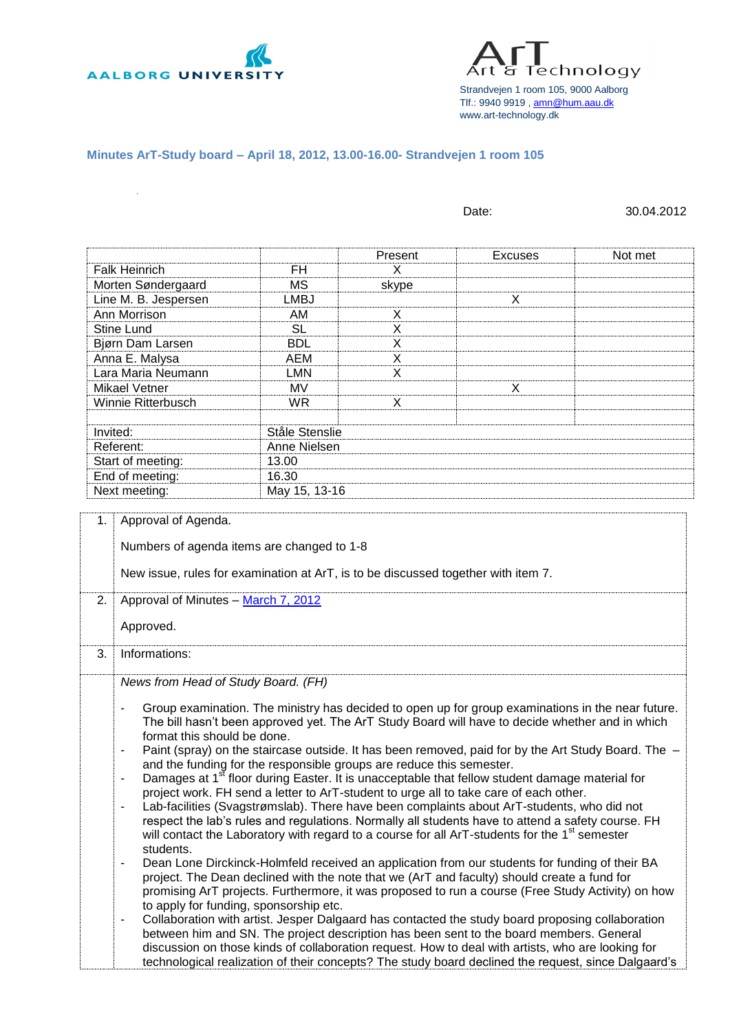AALBORG UNIVERSITY

ArT
Art & Technology

Strandvejen 1 room 105, 9000 Aalborg
Tlf.: 9940 9919 , amn@hum.aau.dk
www.art-technology.dk

## Minutes ArT-Study board – April 18, 2012, 13.00-16.00- Strandvejen 1 room 105

Date: 30.04.2012

| | | Present | Excuses | Not met |
|---|---|---|---|---|
| Falk Heinrich | FH | X | | |
| Morten Søndergaard | MS | skype | | |
| Line M. B. Jespersen | LMBJ | | X | |
| Ann Morrison | AM | X | | |
| Stine Lund | SL | X | | |
| Bjørn Dam Larsen | BDL | X | | |
| Anna E. Malysa | AEM | X | | |
| Lara Maria Neumann | LMN | X | | |
| Mikael Vetner | MV | | X | |
| Winnie Ritterbusch | WR | X | | |
| | | | | |
| Invited: | Ståle Stenslie | | | |
| Referent: | Anne Nielsen | | | |
| Start of meeting: | 13.00 | | | |
| End of meeting: | 16.30 | | | |
| Next meeting: | May 15, 13-16 | | | |

| | |
|---|---|
| 1. | Approval of Agenda.<br><br>Numbers of agenda items are changed to 1-8<br><br>New issue, rules for examination at ArT, is to be discussed together with item 7. |
| 2. | Approval of Minutes – March 7, 2012<br><br>Approved. |
| 3. | Informations: |
| | *News from Head of Study Board. (FH)*<br><br>- Group examination. The ministry has decided to open up for group examinations in the near future. The bill hasn't been approved yet. The ArT Study Board will have to decide whether and in which format this should be done.<br>- Paint (spray) on the staircase outside. It has been removed, paid for by the Art Study Board. The – and the funding for the responsible groups are reduce this semester.<br>- Damages at 1st floor during Easter. It is unacceptable that fellow student damage material for project work. FH send a letter to ArT-student to urge all to take care of each other.<br>- Lab-facilities (Svagstrømslab). There have been complaints about ArT-students, who did not respect the lab's rules and regulations. Normally all students have to attend a safety course. FH will contact the Laboratory with regard to a course for all ArT-students for the 1st semester students.<br>- Dean Lone Dirckinck-Holmfeld received an application from our students for funding of their BA project. The Dean declined with the note that we (ArT and faculty) should create a fund for promising ArT projects. Furthermore, it was proposed to run a course (Free Study Activity) on how to apply for funding, sponsorship etc.<br>- Collaboration with artist. Jesper Dalgaard has contacted the study board proposing collaboration between him and SN. The project description has been sent to the board members. General discussion on those kinds of collaboration request. How to deal with artists, who are looking for technological realization of their concepts? The study board declined the request, since Dalgaard's |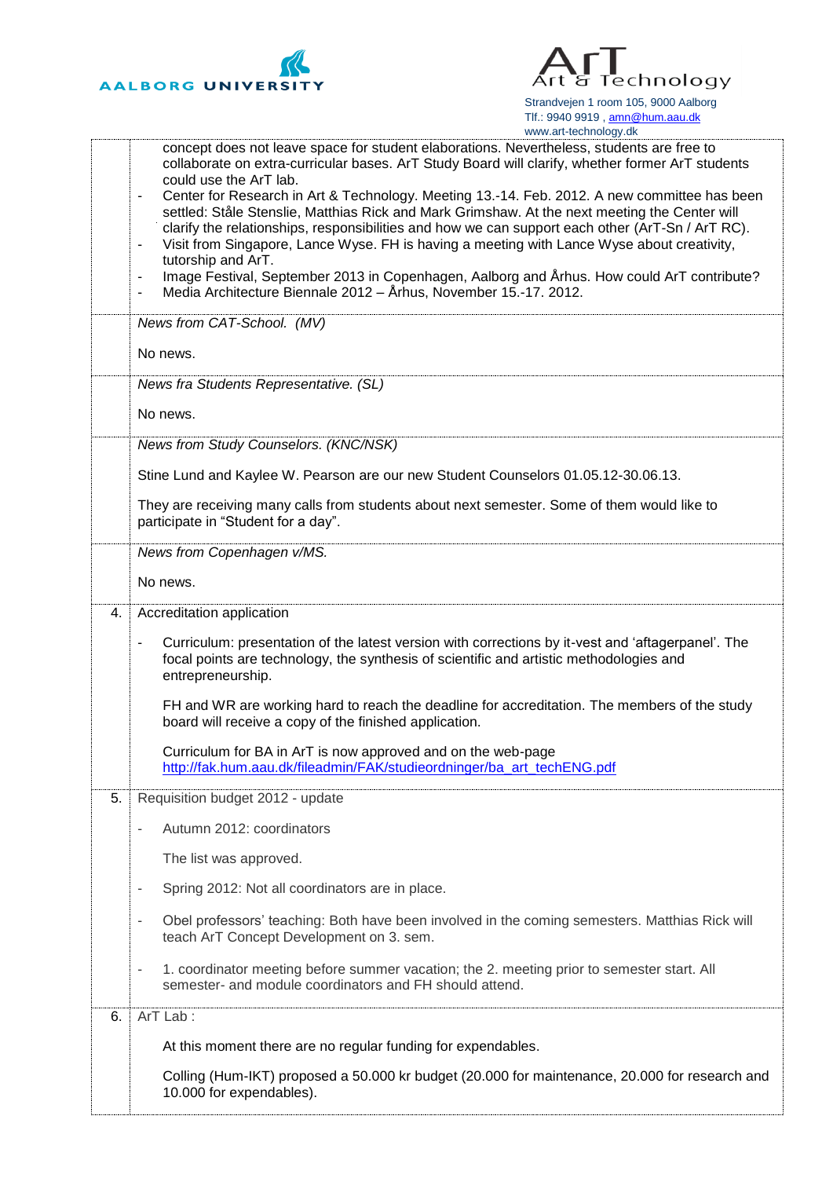| | |
|---|---|
| | concept does not leave space for student elaborations. Nevertheless, students are free to collaborate on extra-curricular bases. ArT Study Board will clarify, whether former ArT students could use the ArT lab.<br>- Center for Research in Art & Technology. Meeting 13.-14. Feb. 2012. A new committee has been settled: Ståle Stenslie, Matthias Rick and Mark Grimshaw. At the next meeting the Center will clarify the relationships, responsibilities and how we can support each other (ArT-Sn / ArT RC).<br>- Visit from Singapore, Lance Wyse. FH is having a meeting with Lance Wyse about creativity, tutorship and ArT.<br>- Image Festival, September 2013 in Copenhagen, Aalborg and Århus. How could ArT contribute?<br>- Media Architecture Biennale 2012 – Århus, November 15.-17. 2012. |
| | *News from CAT-School. (MV)*<br><br>No news. |
| | *News fra Students Representative. (SL)*<br><br>No news. |
| | *News from Study Counselors. (KNC/NSK)*<br><br>Stine Lund and Kaylee W. Pearson are our new Student Counselors 01.05.12-30.06.13.<br><br>They are receiving many calls from students about next semester. Some of them would like to participate in "Student for a day". |
| | *News from Copenhagen v/MS.*<br><br>No news. |
| 4. | Accreditation application<br><br>- Curriculum: presentation of the latest version with corrections by it-vest and 'aftagerpanel'. The focal points are technology, the synthesis of scientific and artistic methodologies and entrepreneurship.<br><br>FH and WR are working hard to reach the deadline for accreditation. The members of the study board will receive a copy of the finished application.<br><br>Curriculum for BA in ArT is now approved and on the web-page http://fak.hum.aau.dk/fileadmin/FAK/studieordninger/ba_art_techENG.pdf |
| 5. | Requisition budget 2012 - update<br><br>- Autumn 2012: coordinators<br><br>The list was approved.<br><br>- Spring 2012: Not all coordinators are in place.<br><br>- Obel professors' teaching: Both have been involved in the coming semesters. Matthias Rick will teach ArT Concept Development on 3. sem.<br><br>- 1. coordinator meeting before summer vacation; the 2. meeting prior to semester start. All semester- and module coordinators and FH should attend. |
| 6. | ArT Lab :<br><br>At this moment there are no regular funding for expendables.<br><br>Colling (Hum-IKT) proposed a 50.000 kr budget (20.000 for maintenance, 20.000 for research and 10.000 for expendables). |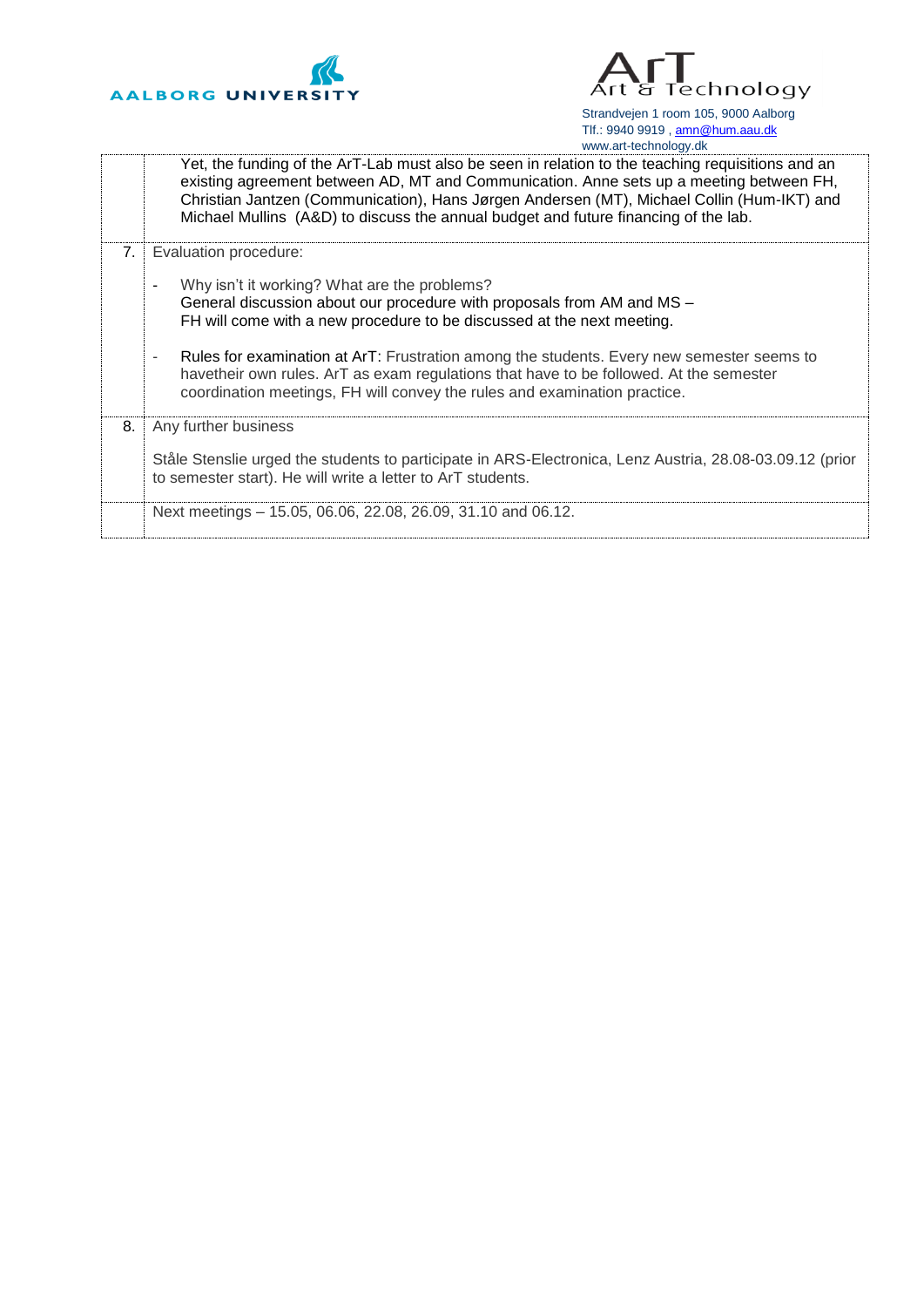| | |
|---|---|
| | Yet, the funding of the ArT-Lab must also be seen in relation to the teaching requisitions and an existing agreement between AD, MT and Communication. Anne sets up a meeting between FH, Christian Jantzen (Communication), Hans Jørgen Andersen (MT), Michael Collin (Hum-IKT) and Michael Mullins (A&D) to discuss the annual budget and future financing of the lab. |
| 7. | Evaluation procedure:<br><br>- Why isn't it working? What are the problems?<br>General discussion about our procedure with proposals from AM and MS –<br>FH will come with a new procedure to be discussed at the next meeting.<br><br>- Rules for examination at ArT: Frustration among the students. Every new semester seems to havetheir own rules. ArT as exam regulations that have to be followed. At the semester coordination meetings, FH will convey the rules and examination practice. |
| 8. | Any further business<br><br>Ståle Stenslie urged the students to participate in ARS-Electronica, Lenz Austria, 28.08-03.09.12 (prior to semester start). He will write a letter to ArT students. |
| | Next meetings – 15.05, 06.06, 22.08, 26.09, 31.10 and 06.12. |